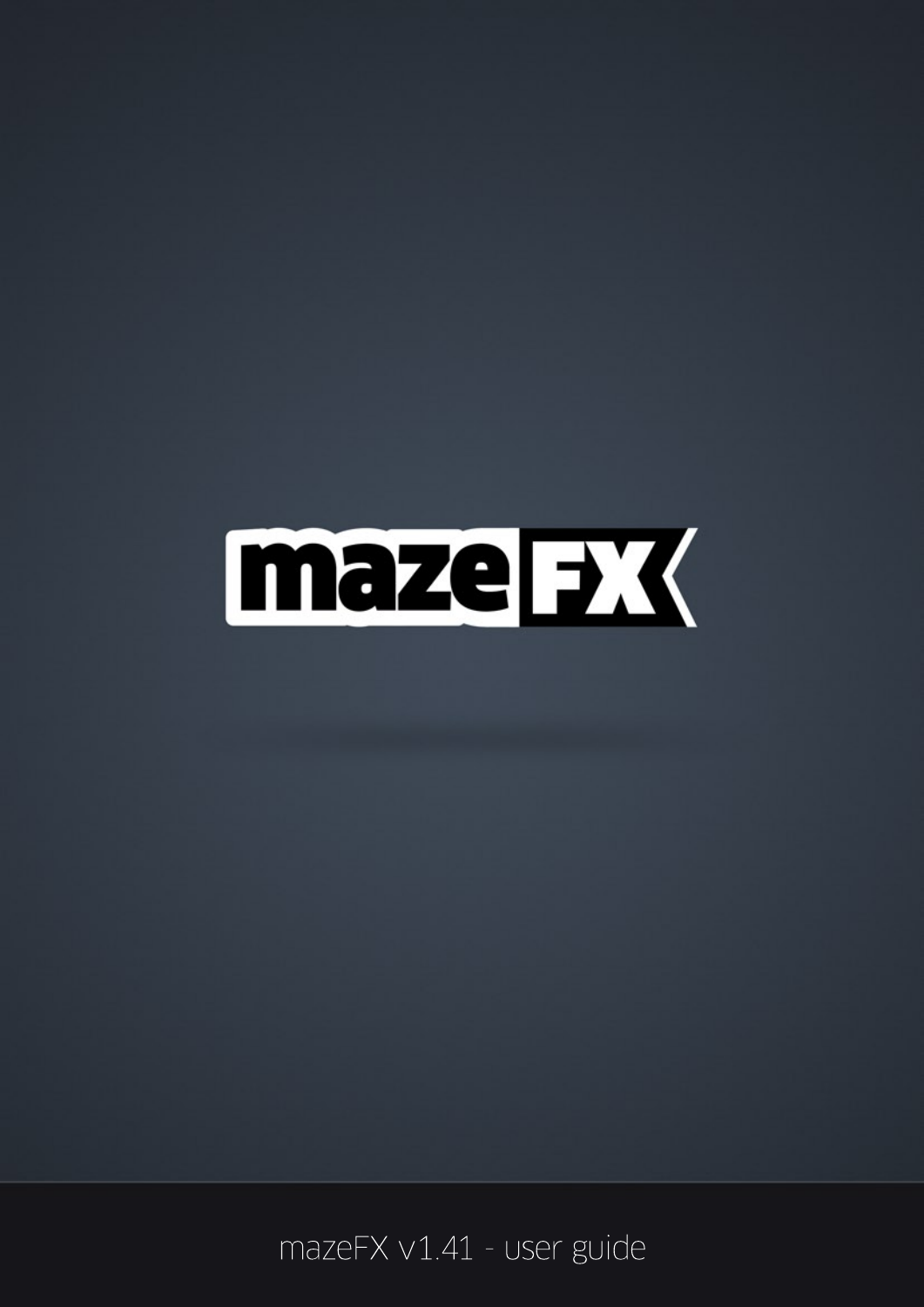# mazeFX

mazeFX v1.41 - user guide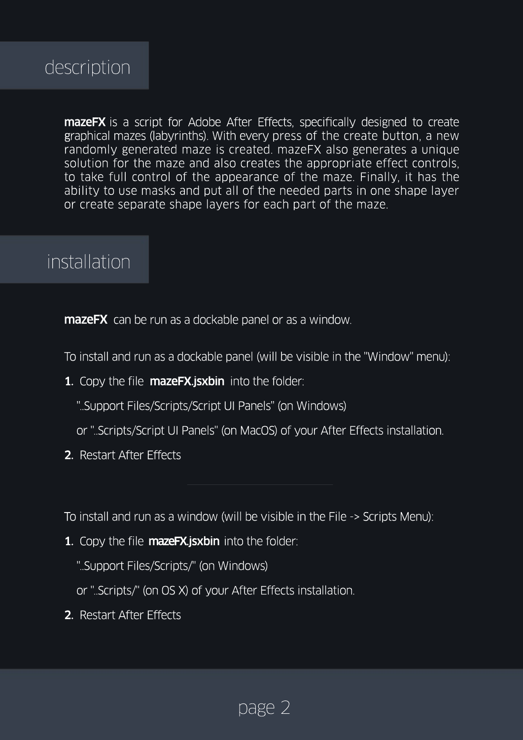## description

**mazeFX** is a script for Adobe After Effects, specifically designed to create graphical mazes (labyrinths). With every press of the create button, a new randomly generated maze is created. mazeFX also generates a unique solution for the maze and also creates the appropriate effect controls, to take full control of the appearance of the maze. Finally, it has the ability to use masks and put all of the needed parts in one shape layer or create separate shape layers for each part of the maze.

## installation

**mazeFX** can be run as a dockable panel or as a window.

To install and run as a dockable panel (will be visible in the "Window" menu):

1. Copy the file **mazeFX.jsxbin** into the folder:

   "..Support Files/Scripts/Script UI Panels" (on Windows)

   or "..Scripts/Script UI Panels" (on MacOS) of your After Effects installation.

2. Restart After Effects

---

To install and run as a window (will be visible in the File -> Scripts Menu):

1. Copy the file **mazeFX.jsxbin** into the folder:

   "..Support Files/Scripts/" (on Windows)

   or "..Scripts/" (on OS X) of your After Effects installation.

2. Restart After Effects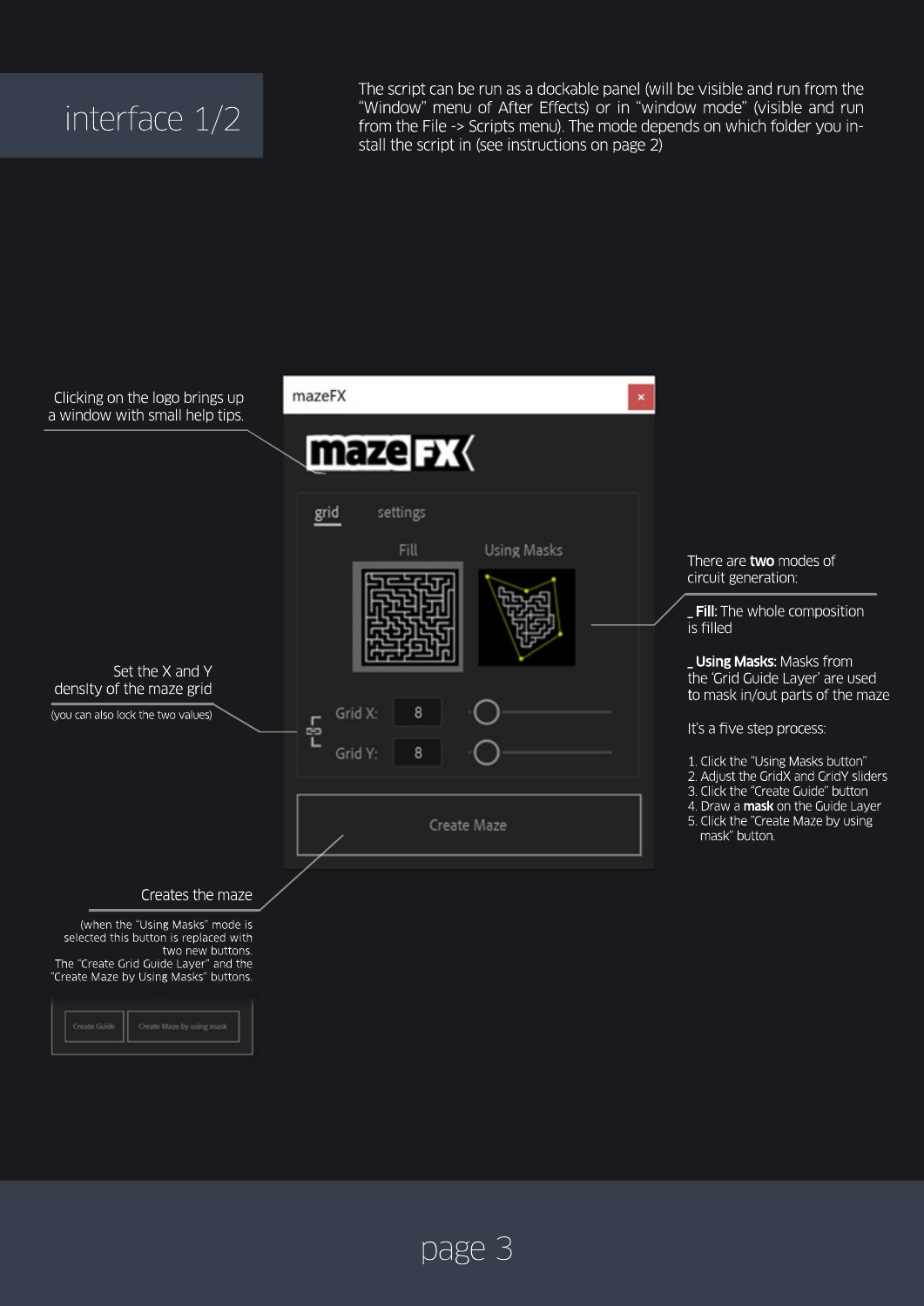# interface 1/2

The script can be run as a dockable panel (will be visible and run from the "Window" menu of After Effects) or in "window mode" (visible and run from the File -> Scripts menu). The mode depends on which folder you install the script in (see instructions on page 2)

Clicking on the logo brings up a window with small help tips.

Set the X and Y density of the maze grid

(you can also lock the two values)

Creates the maze

(when the "Using Masks" mode is selected this button is replaced with two new buttons. The "Create Grid Guide Layer" and the "Create Maze by Using Masks" buttons.

There are **two** modes of circuit generation:

_ **Fill:** The whole composition is filled

_ **Using Masks:** Masks from the 'Grid Guide Layer' are used to mask in/out parts of the maze

It's a five step process:

1. Click the "Using Masks button"
2. Adjust the GridX and GridY sliders
3. Click the "Create Guide" button
4. Draw a **mask** on the Guide Layer
5. Click the "Create Maze by using mask" button.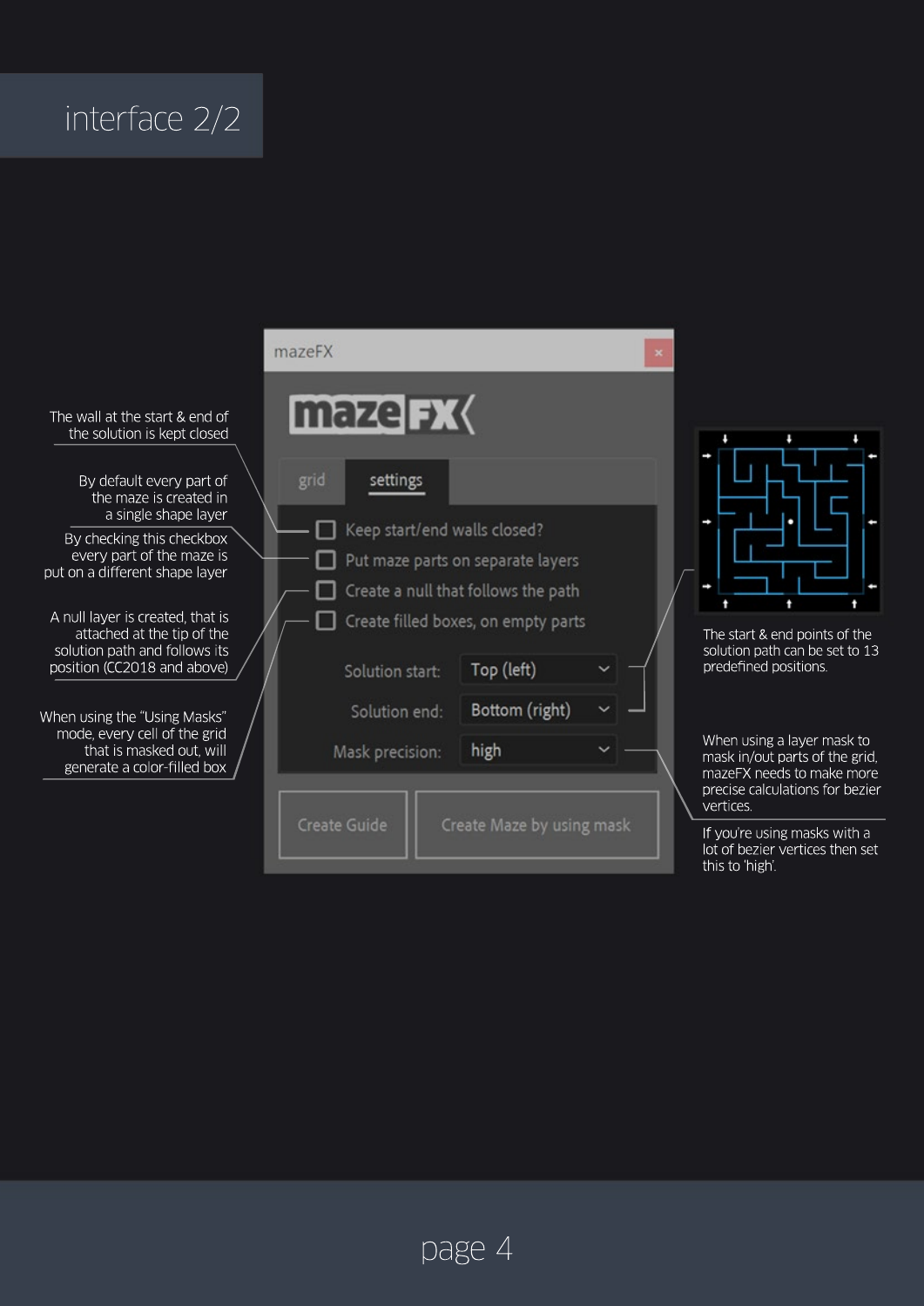# interface 2/2

The wall at the start & end of the solution is kept closed

By default every part of the maze is created in a single shape layer

By checking this checkbox every part of the maze is put on a different shape layer

A null layer is created, that is attached at the tip of the solution path and follows its position (CC2018 and above)

When using the "Using Masks" mode, every cell of the grid that is masked out, will generate a color-filled box

mazeFX

grid | settings

- Keep start/end walls closed?
- Put maze parts on separate layers
- Create a null that follows the path
- Create filled boxes, on empty parts

Solution start: Top (left)

Solution end: Bottom (right)

Mask precision: high

Create Guide | Create Maze by using mask

The start & end points of the solution path can be set to 13 predefined positions.

When using a layer mask to mask in/out parts of the grid, mazeFX needs to make more precise calculations for bezier vertices.

If you're using masks with a lot of bezier vertices then set this to 'high'.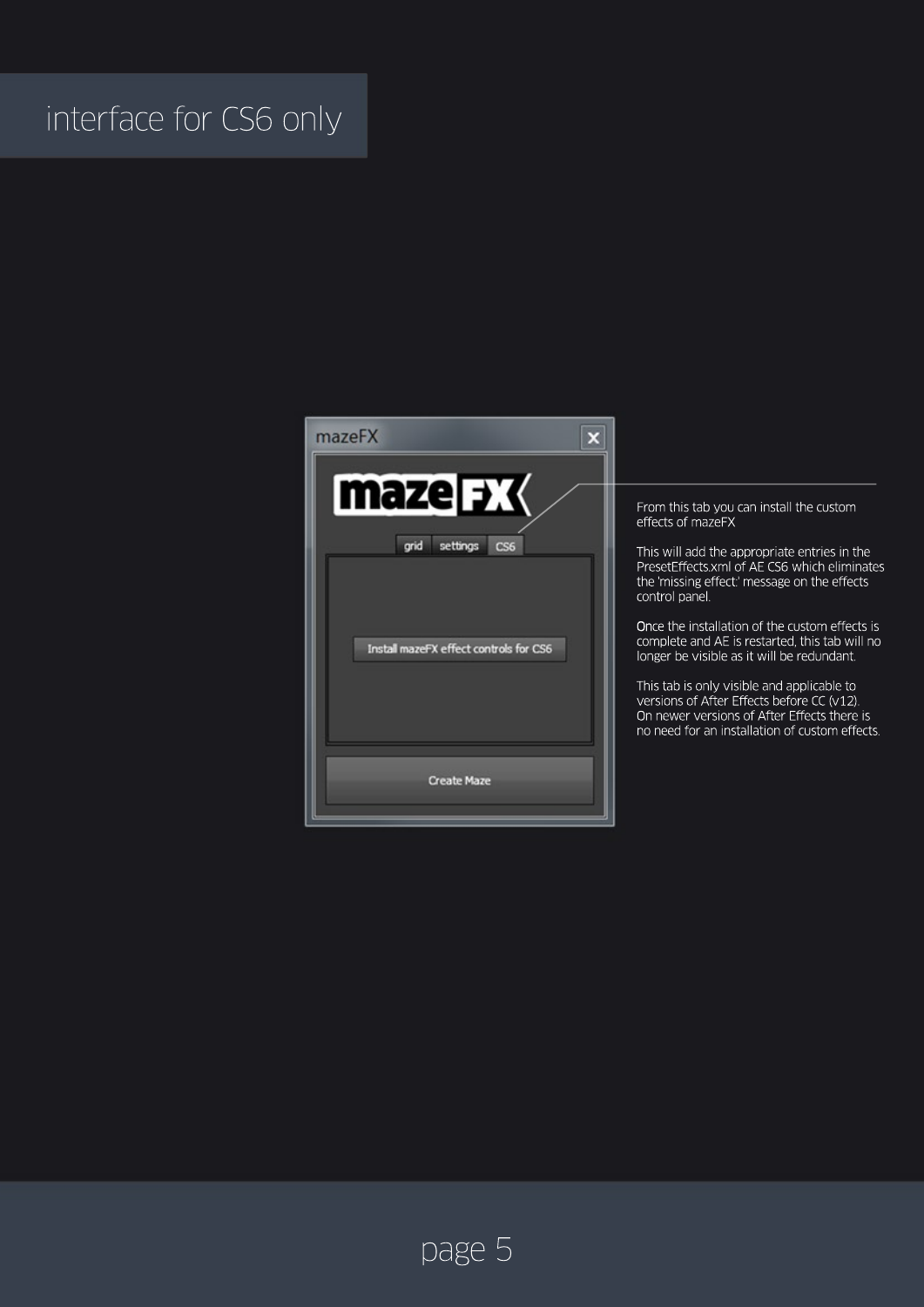# interface for CS6 only

From this tab you can install the custom effects of mazeFX

This will add the appropriate entries in the PresetEffects.xml of AE CS6 which eliminates the 'missing effect:' message on the effects control panel.

Once the installation of the custom effects is complete and AE is restarted, this tab will no longer be visible as it will be redundant.

This tab is only visible and applicable to versions of After Effects before CC (v12). On newer versions of After Effects there is no need for an installation of custom effects.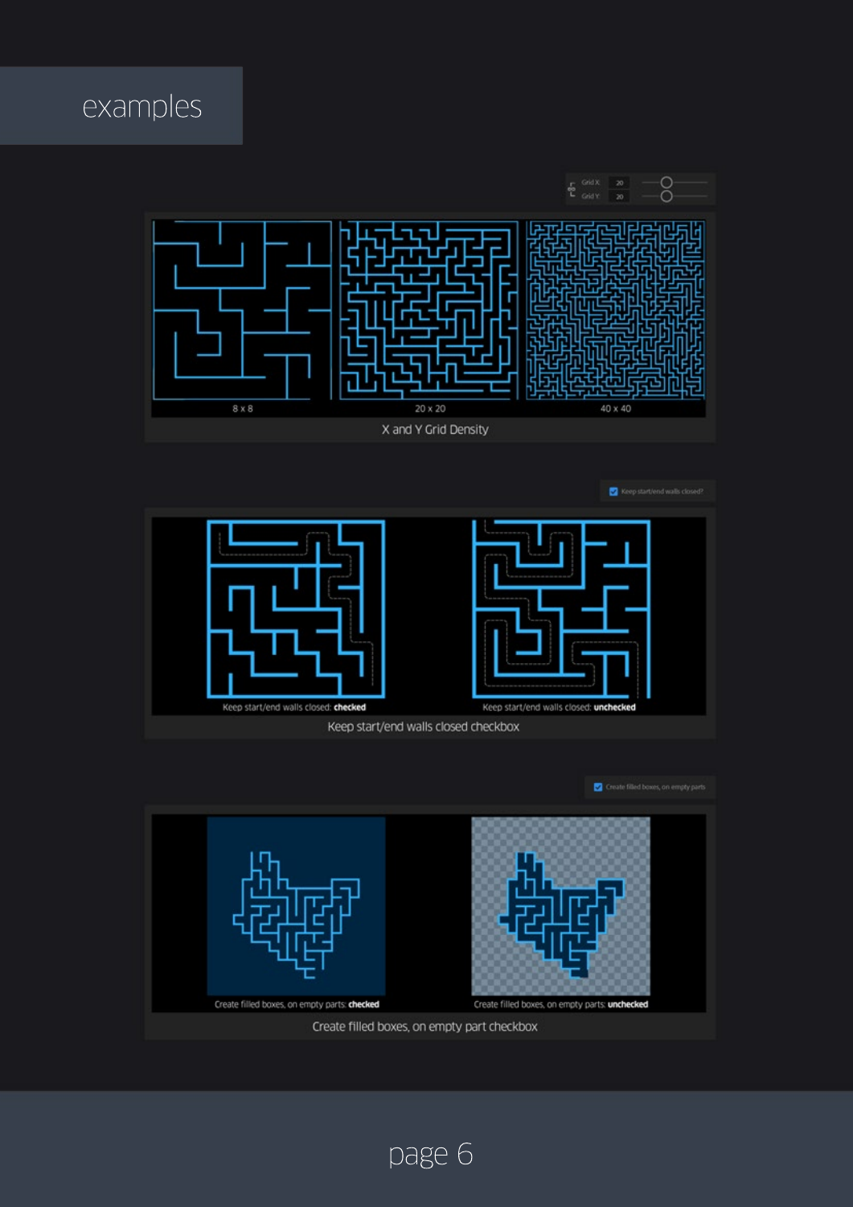# examples

Grid X: 20
Grid Y: 20

8 x 8

20 x 20

40 x 40

X and Y Grid Density

Keep start/end walls closed?

Keep start/end walls closed: **checked**

Keep start/end walls closed: **unchecked**

Keep start/end walls closed checkbox

Create filled boxes, on empty parts

Create filled boxes, on empty parts: **checked**

Create filled boxes, on empty parts: **unchecked**

Create filled boxes, on empty part checkbox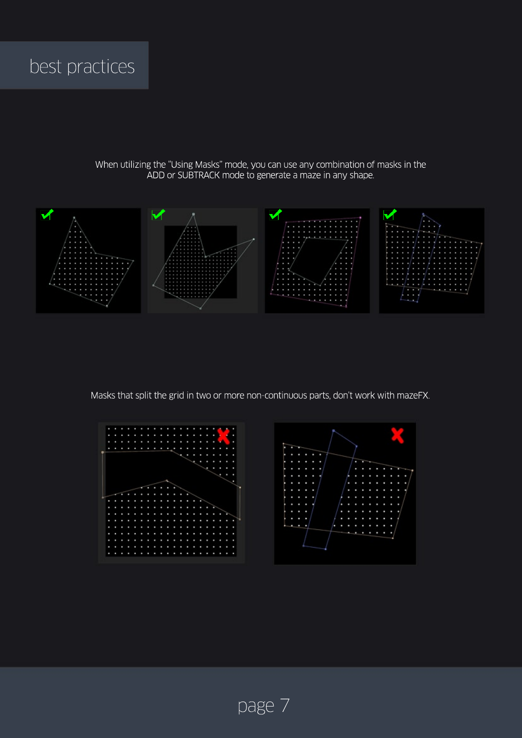# best practices

When utilizing the “Using Masks” mode, you can use any combination of masks in the ADD or SUBTRACK mode to generate a maze in any shape.

Masks that split the grid in two or more non-continuous parts, don’t work with mazeFX.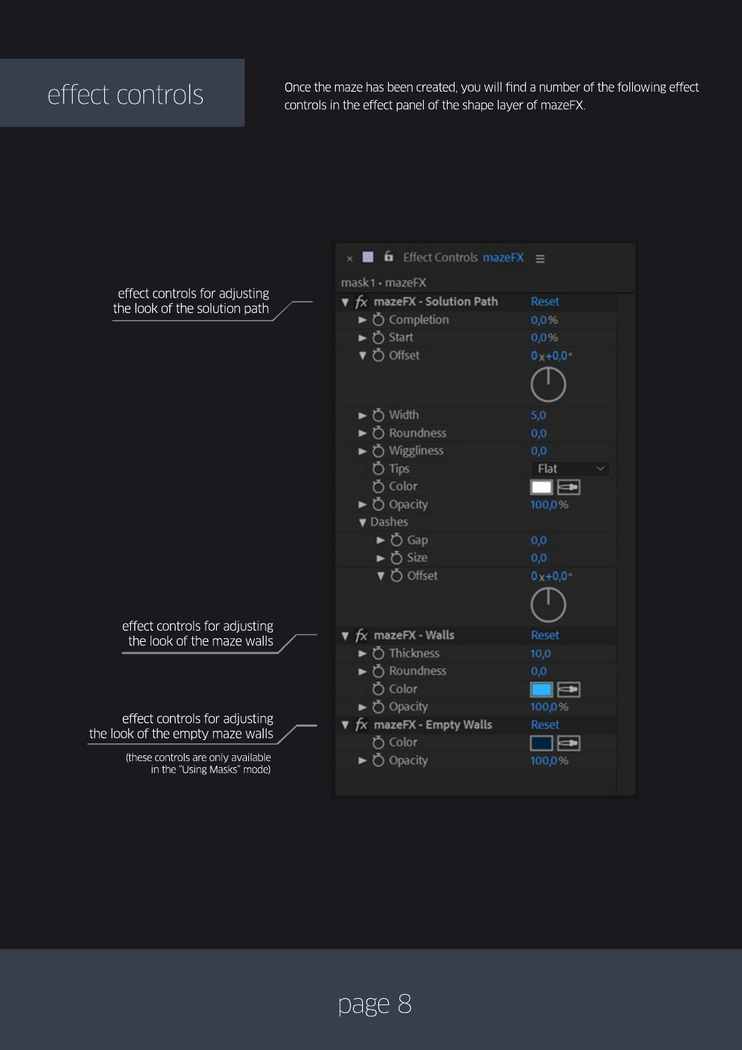# effect controls

Once the maze has been created, you will find a number of the following effect controls in the effect panel of the shape layer of mazeFX.

Effect Controls mazeFX

mask1 • mazeFX

| Control | Value |
| --- | --- |
| **mazeFX - Solution Path** | Reset |
| Completion | 0,0% |
| Start | 0,0% |
| Offset | 0x+0,0° |
| Width | 5,0 |
| Roundness | 0,0 |
| Wiggliness | 0,0 |
| Tips | Flat |
| Color | |
| Opacity | 100,0% |
| Dashes | |
| Gap | 0,0 |
| Size | 0,0 |
| Offset | 0x+0,0° |
| **mazeFX - Walls** | Reset |
| Thickness | 10,0 |
| Roundness | 0,0 |
| Color | |
| Opacity | 100,0% |
| **mazeFX - Empty Walls** | Reset |
| Color | |
| Opacity | 100,0% |

effect controls for adjusting the look of the solution path

effect controls for adjusting the look of the maze walls

effect controls for adjusting the look of the empty maze walls

(these controls are only available in the "Using Masks" mode)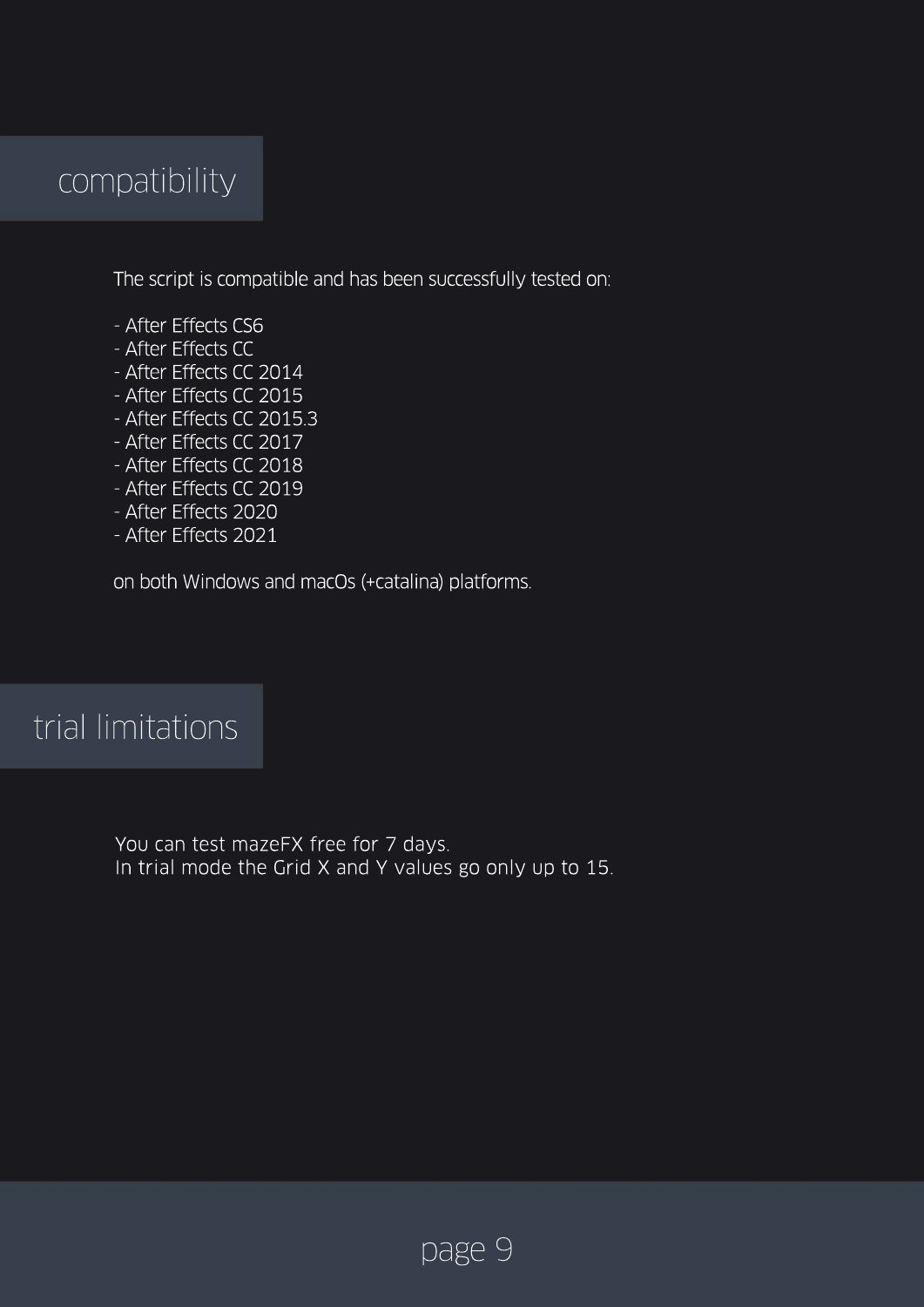## compatibility

The script is compatible and has been successfully tested on:

- After Effects CS6
- After Effects CC
- After Effects CC 2014
- After Effects CC 2015
- After Effects CC 2015.3
- After Effects CC 2017
- After Effects CC 2018
- After Effects CC 2019
- After Effects 2020
- After Effects 2021

on both Windows and macOs (+catalina) platforms.

## trial limitations

You can test mazeFX free for 7 days.
In trial mode the Grid X and Y values go only up to 15.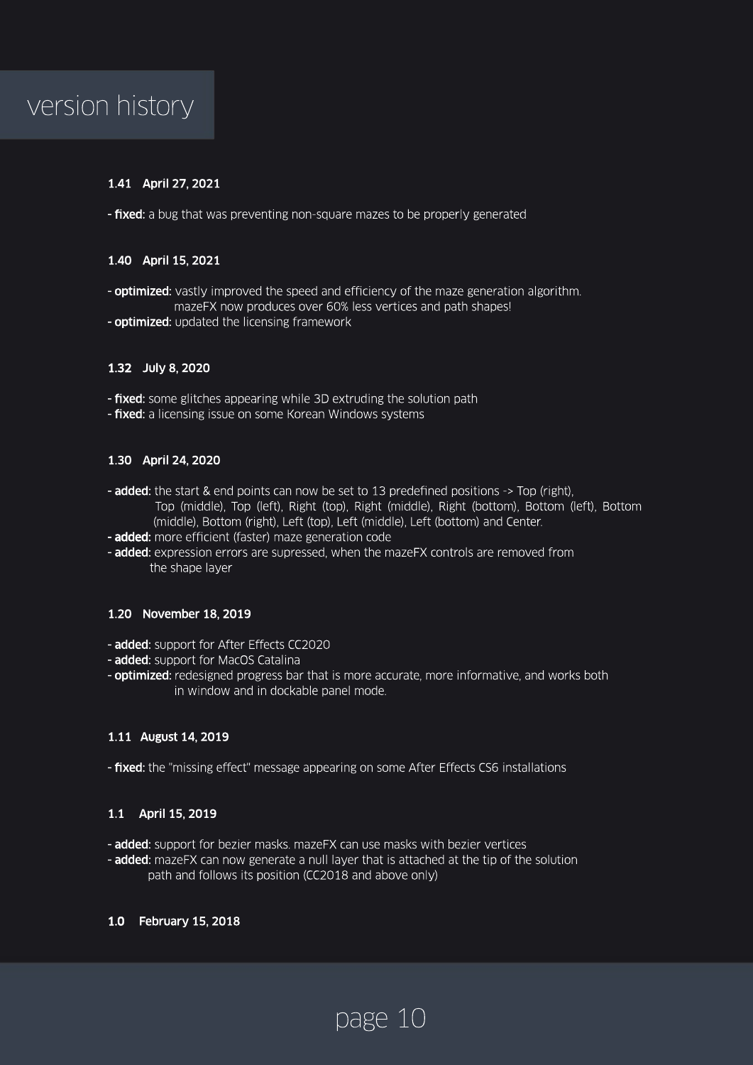# version history

### 1.41 April 27, 2021

- **fixed:** a bug that was preventing non-square mazes to be properly generated

### 1.40 April 15, 2021

- **optimized:** vastly improved the speed and efficiency of the maze generation algorithm. mazeFX now produces over 60% less vertices and path shapes!
- **optimized:** updated the licensing framework

### 1.32 July 8, 2020

- **fixed:** some glitches appearing while 3D extruding the solution path
- **fixed:** a licensing issue on some Korean Windows systems

### 1.30 April 24, 2020

- **added:** the start & end points can now be set to 13 predefined positions -> Top (right), Top (middle), Top (left), Right (top), Right (middle), Right (bottom), Bottom (left), Bottom (middle), Bottom (right), Left (top), Left (middle), Left (bottom) and Center.
- **added:** more efficient (faster) maze generation code
- **added:** expression errors are supressed, when the mazeFX controls are removed from the shape layer

### 1.20 November 18, 2019

- **added:** support for After Effects CC2020
- **added:** support for MacOS Catalina
- **optimized:** redesigned progress bar that is more accurate, more informative, and works both in window and in dockable panel mode.

### 1.11 August 14, 2019

- **fixed:** the "missing effect" message appearing on some After Effects CS6 installations

### 1.1 April 15, 2019

- **added:** support for bezier masks. mazeFX can use masks with bezier vertices
- **added:** mazeFX can now generate a null layer that is attached at the tip of the solution path and follows its position (CC2018 and above only)

### 1.0 February 15, 2018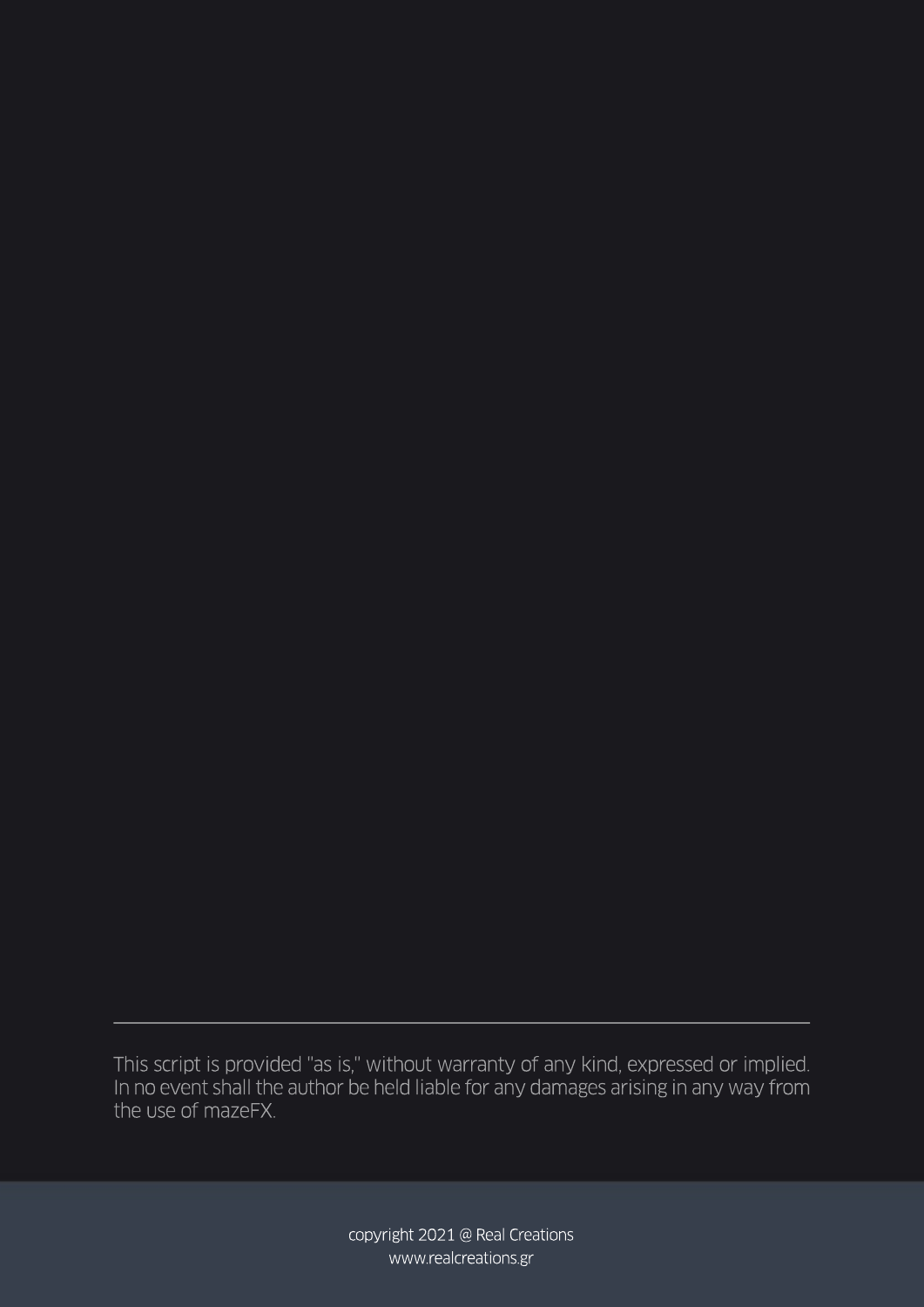---

This script is provided "as is," without warranty of any kind, expressed or implied. In no event shall the author be held liable for any damages arising in any way from the use of mazeFX.

copyright 2021 @ Real Creations
www.realcreations.gr